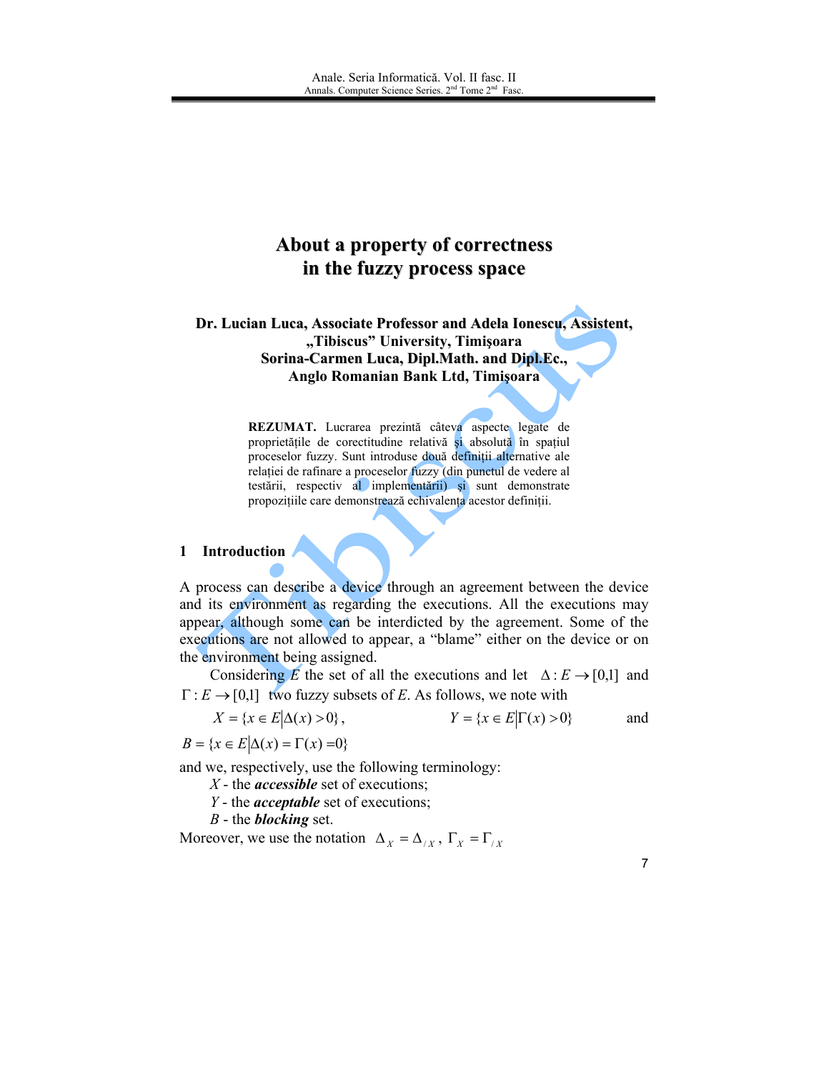# About a property of correctness in the fuzzy process space

**Dr. Lucian Luca, Associate Professor and Adela Ionescu, Assistent, „Tibiscus" University, Timişoara**
**Sorina-Carmen Luca, Dipl.Math. and Dipl.Ec., Anglo Romanian Bank Ltd, Timişoara**

**REZUMAT.** Lucrarea prezintă câteva aspecte legate de proprietățile de corectitudine relativă și absolută în spațiul proceselor fuzzy. Sunt introduse două definiții alternative ale relației de rafinare a proceselor fuzzy (din punctul de vedere al testării, respectiv al implementării) și sunt demonstrate propozițiile care demonstrează echivalența acestor definiții.

## 1 Introduction

A process can describe a device through an agreement between the device and its environment as regarding the executions. All the executions may appear, although some can be interdicted by the agreement. Some of the executions are not allowed to appear, a "blame" either on the device or on the environment being assigned.

Considering $E$ the set of all the executions and let $\Delta : E \to [0,1]$ and $\Gamma : E \to [0,1]$ two fuzzy subsets of $E$. As follows, we note with

$X = \{x \in E \mid \Delta(x) > 0\}$, $\quad Y = \{x \in E \mid \Gamma(x) > 0\}$ and

$B = \{x \in E \mid \Delta(x) = \Gamma(x) = 0\}$

and we, respectively, use the following terminology:

$X$ - the ***accessible*** set of executions;

$Y$ - the ***acceptable*** set of executions;

$B$ - the ***blocking*** set.

Moreover, we use the notation $\Delta_X = \Delta_{/X}$, $\Gamma_X = \Gamma_{/X}$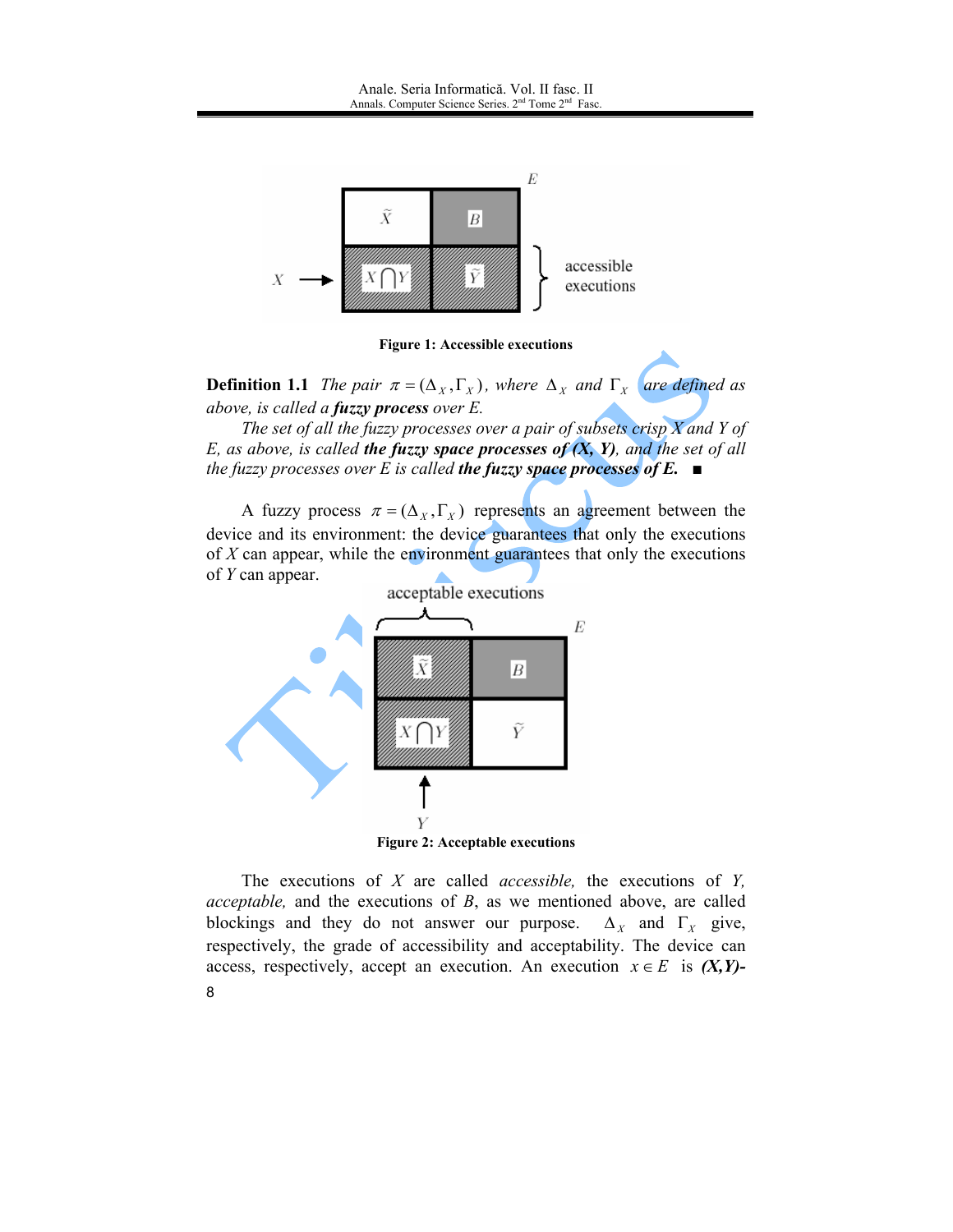Figure 1: Accessible executions

**Definition 1.1** *The pair* $\pi = (\Delta_X, \Gamma_X)$, *where* $\Delta_X$ *and* $\Gamma_X$ *are defined as above, is called a* ***fuzzy process*** *over E.*

*The set of all the fuzzy processes over a pair of subsets crisp X and Y of E, as above, is called* ***the fuzzy space processes of (X, Y)****, and the set of all the fuzzy processes over E is called* ***the fuzzy space processes of E.*** ■

A fuzzy process $\pi = (\Delta_X, \Gamma_X)$ represents an agreement between the device and its environment: the device guarantees that only the executions of $X$ can appear, while the environment guarantees that only the executions of $Y$ can appear.

Figure 2: Acceptable executions

The executions of $X$ are called *accessible,* the executions of $Y$, *acceptable,* and the executions of $B$, as we mentioned above, are called blockings and they do not answer our purpose. $\Delta_X$ and $\Gamma_X$ give, respectively, the grade of accessibility and acceptability. The device can access, respectively, accept an execution. An execution $x \in E$ is ***(X,Y)-***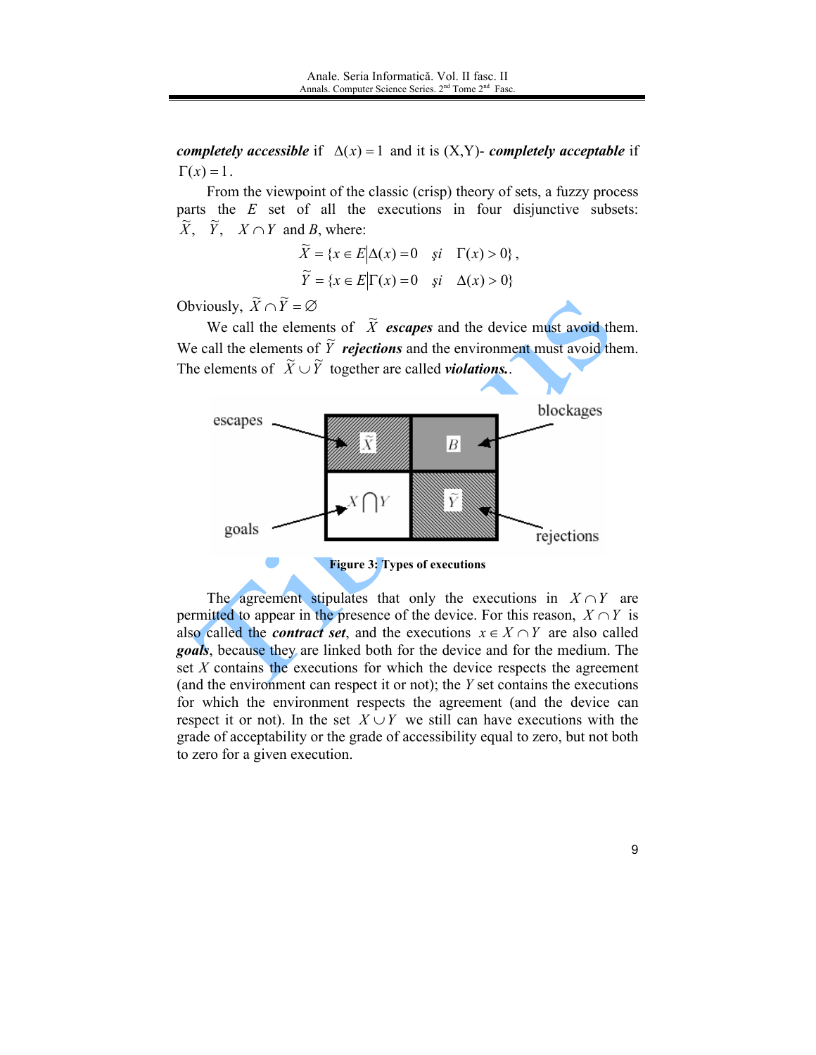***completely accessible*** if $\Delta(x) = 1$ and it is (X,Y)- ***completely acceptable*** if $\Gamma(x) = 1$.

From the viewpoint of the classic (crisp) theory of sets, a fuzzy process parts the $E$ set of all the executions in four disjunctive subsets: $\widetilde{X}$, $\widetilde{Y}$, $X \cap Y$ and $B$, where:

$$\widetilde{X} = \{x \in E \mid \Delta(x) = 0 \quad \text{și} \quad \Gamma(x) > 0\},$$

$$\widetilde{Y} = \{x \in E \mid \Gamma(x) = 0 \quad \text{și} \quad \Delta(x) > 0\}$$

Obviously, $\widetilde{X} \cap \widetilde{Y} = \varnothing$

We call the elements of $\widetilde{X}$ ***escapes*** and the device must avoid them. We call the elements of $\widetilde{Y}$ ***rejections*** and the environment must avoid them. The elements of $\widetilde{X} \cup \widetilde{Y}$ together are called ***violations.***.

**Figure 3: Types of executions**

The agreement stipulates that only the executions in $X \cap Y$ are permitted to appear in the presence of the device. For this reason, $X \cap Y$ is also called the ***contract set***, and the executions $x \in X \cap Y$ are also called ***goals***, because they are linked both for the device and for the medium. The set $X$ contains the executions for which the device respects the agreement (and the environment can respect it or not); the $Y$ set contains the executions for which the environment respects the agreement (and the device can respect it or not). In the set $X \cup Y$ we still can have executions with the grade of acceptability or the grade of accessibility equal to zero, but not both to zero for a given execution.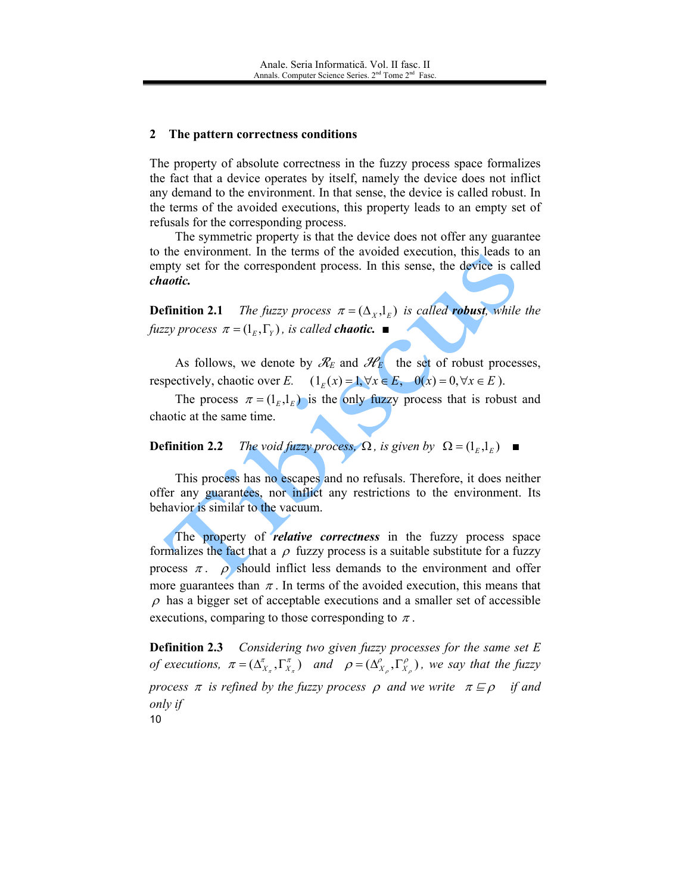## 2 The pattern correctness conditions

The property of absolute correctness in the fuzzy process space formalizes the fact that a device operates by itself, namely the device does not inflict any demand to the environment. In that sense, the device is called robust. In the terms of the avoided executions, this property leads to an empty set of refusals for the corresponding process.

The symmetric property is that the device does not offer any guarantee to the environment. In the terms of the avoided execution, this leads to an empty set for the correspondent process. In this sense, the device is called ***chaotic.***

**Definition 2.1** *The fuzzy process* $\pi = (\Delta_X, 1_E)$ *is called* ***robust****, while the fuzzy process* $\pi = (1_E, \Gamma_Y)$*, is called* ***chaotic.*** ■

As follows, we denote by $\mathcal{R}_E$ and $\mathcal{H}_E$ the set of robust processes, respectively, chaotic over *E*. $(1_E(x) = 1, \forall x \in E, \quad 0(x) = 0, \forall x \in E)$.

The process $\pi = (1_E, 1_E)$ is the only fuzzy process that is robust and chaotic at the same time.

**Definition 2.2** *The void fuzzy process,* $\Omega$*, is given by* $\Omega = (1_E, 1_E)$ ■

This process has no escapes and no refusals. Therefore, it does neither offer any guarantees, nor inflict any restrictions to the environment. Its behavior is similar to the vacuum.

The property of ***relative correctness*** in the fuzzy process space formalizes the fact that a $\rho$ fuzzy process is a suitable substitute for a fuzzy process $\pi$. $\rho$ should inflict less demands to the environment and offer more guarantees than $\pi$. In terms of the avoided execution, this means that $\rho$ has a bigger set of acceptable executions and a smaller set of accessible executions, comparing to those corresponding to $\pi$.

**Definition 2.3** *Considering two given fuzzy processes for the same set E of executions,* $\pi = (\Delta^{\pi}_{X_\pi}, \Gamma^{\pi}_{X_\pi})$ *and* $\rho = (\Delta^{\rho}_{X_\rho}, \Gamma^{\rho}_{X_\rho})$*, we say that the fuzzy process* $\pi$ *is refined by the fuzzy process* $\rho$ *and we write* $\pi \sqsubseteq \rho$ *if and only if*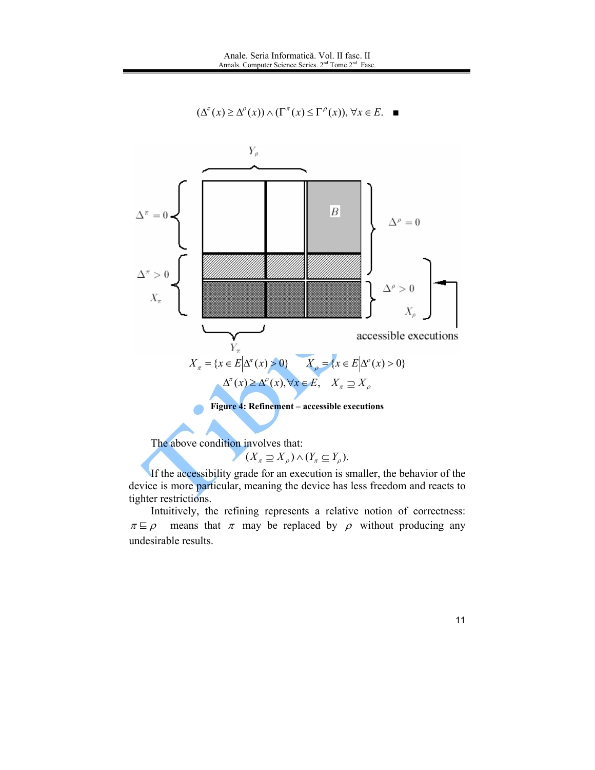$$(\Delta^{\pi}(x) \geq \Delta^{\rho}(x)) \wedge (\Gamma^{\pi}(x) \leq \Gamma^{\rho}(x)), \forall x \in E. \quad \blacksquare$$

$$X_{\pi} = \{x \in E \mid \Delta^{\pi}(x) > 0\} \qquad X_{\rho} = \{x \in E \mid \Delta^{\rho}(x) > 0\}$$

$$\Delta^{\pi}(x) \geq \Delta^{\rho}(x), \forall x \in E, \quad X_{\pi} \supseteq X_{\rho}$$

**Figure 4: Refinement – accessible executions**

The above condition involves that:

$$(X_{\pi} \supseteq X_{\rho}) \wedge (Y_{\pi} \subseteq Y_{\rho}).$$

If the accessibility grade for an execution is smaller, the behavior of the device is more particular, meaning the device has less freedom and reacts to tighter restrictions.

Intuitively, the refining represents a relative notion of correctness: $\pi \sqsubseteq \rho$ means that $\pi$ may be replaced by $\rho$ without producing any undesirable results.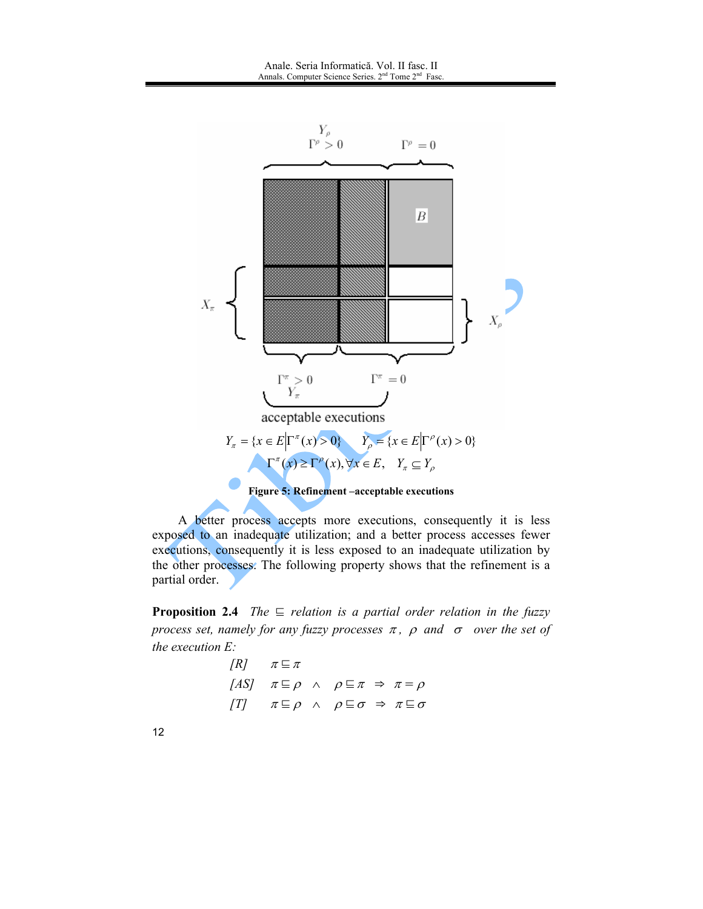$$Y_\pi = \{x \in E \mid \Gamma^\pi(x) > 0\} \qquad Y_\rho = \{x \in E \mid \Gamma^\rho(x) > 0\}$$

$$\Gamma^\pi(x) \geq \Gamma^\rho(x), \forall x \in E, \quad Y_\pi \subseteq Y_\rho$$

**Figure 5: Refinement –acceptable executions**

A better process accepts more executions, consequently it is less exposed to an inadequate utilization; and a better process accesses fewer executions, consequently it is less exposed to an inadequate utilization by the other processes. The following property shows that the refinement is a partial order.

**Proposition 2.4** *The $\sqsubseteq$ relation is a partial order relation in the fuzzy process set, namely for any fuzzy processes $\pi$, $\rho$ and $\sigma$ over the set of the execution E:*

*[R]* $\pi \sqsubseteq \pi$

*[AS]* $\pi \sqsubseteq \rho \;\wedge\; \rho \sqsubseteq \pi \;\Rightarrow\; \pi = \rho$

*[T]* $\pi \sqsubseteq \rho \;\wedge\; \rho \sqsubseteq \sigma \;\Rightarrow\; \pi \sqsubseteq \sigma$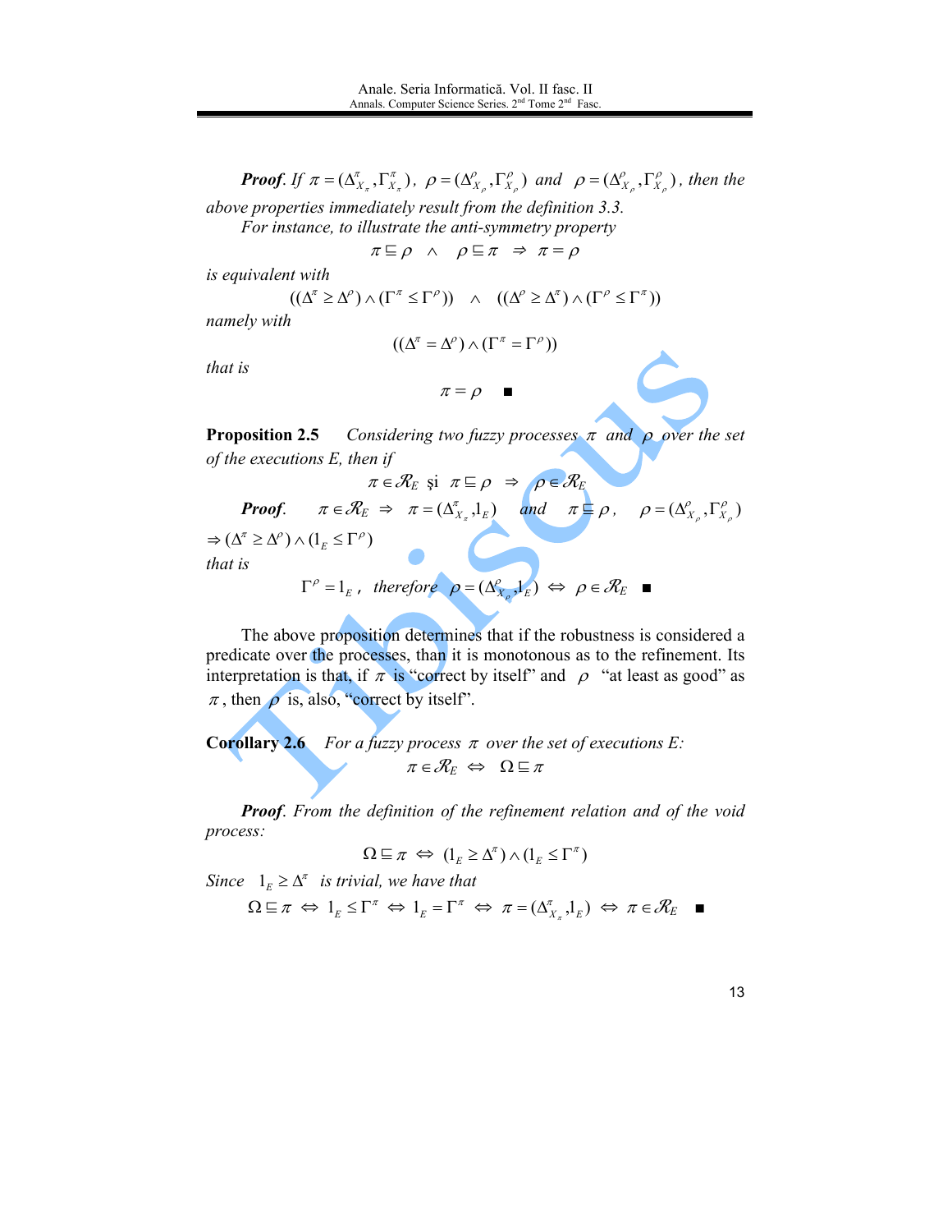***Proof***. *If* $\pi = (\Delta^{\pi}_{X_\pi}, \Gamma^{\pi}_{X_\pi})$, $\rho = (\Delta^{\rho}_{X_\rho}, \Gamma^{\rho}_{X_\rho})$ *and* $\rho = (\Delta^{\rho}_{X_\rho}, \Gamma^{\rho}_{X_\rho})$, *then the above properties immediately result from the definition 3.3.*

*For instance, to illustrate the anti-symmetry property*

$$\pi \sqsubseteq \rho \quad \wedge \quad \rho \sqsubseteq \pi \quad \Rightarrow \quad \pi = \rho$$

*is equivalent with*

$$((\Delta^{\pi} \geq \Delta^{\rho}) \wedge (\Gamma^{\pi} \leq \Gamma^{\rho})) \quad \wedge \quad ((\Delta^{\rho} \geq \Delta^{\pi}) \wedge (\Gamma^{\rho} \leq \Gamma^{\pi}))$$

*namely with*

$$((\Delta^{\pi} = \Delta^{\rho}) \wedge (\Gamma^{\pi} = \Gamma^{\rho}))$$

*that is*

$$\pi = \rho \quad \blacksquare$$

**Proposition 2.5** *Considering two fuzzy processes* $\pi$ *and* $\rho$ *over the set of the executions E, then if*

$$\pi \in \mathcal{R}_E \text{ şi } \pi \sqsubseteq \rho \quad \Rightarrow \quad \rho \in \mathcal{R}_E$$

***Proof***. $\pi \in \mathcal{R}_E \Rightarrow \pi = (\Delta^{\pi}_{X_\pi}, 1_E)$ *and* $\pi \sqsubseteq \rho$, $\rho = (\Delta^{\rho}_{X_\rho}, \Gamma^{\rho}_{X_\rho})$ $\Rightarrow (\Delta^{\pi} \geq \Delta^{\rho}) \wedge (1_E \leq \Gamma^{\rho})$

*that is*

$$\Gamma^{\rho} = 1_E, \text{ therefore } \rho = (\Delta^{\rho}_{X_\rho}, 1_E) \Leftrightarrow \rho \in \mathcal{R}_E \quad \blacksquare$$

The above proposition determines that if the robustness is considered a predicate over the processes, than it is monotonous as to the refinement. Its interpretation is that, if $\pi$ is "correct by itself" and $\rho$ "at least as good" as $\pi$, then $\rho$ is, also, "correct by itself".

**Corollary 2.6** *For a fuzzy process* $\pi$ *over the set of executions E:*

$$\pi \in \mathcal{R}_E \Leftrightarrow \Omega \sqsubseteq \pi$$

***Proof***. *From the definition of the refinement relation and of the void process:*

$$\Omega \sqsubseteq \pi \Leftrightarrow (1_E \geq \Delta^{\pi}) \wedge (1_E \leq \Gamma^{\pi})$$

*Since* $1_E \geq \Delta^{\pi}$ *is trivial, we have that*

$$\Omega \sqsubseteq \pi \Leftrightarrow 1_E \leq \Gamma^{\pi} \Leftrightarrow 1_E = \Gamma^{\pi} \Leftrightarrow \pi = (\Delta^{\pi}_{X_\pi}, 1_E) \Leftrightarrow \pi \in \mathcal{R}_E \quad \blacksquare$$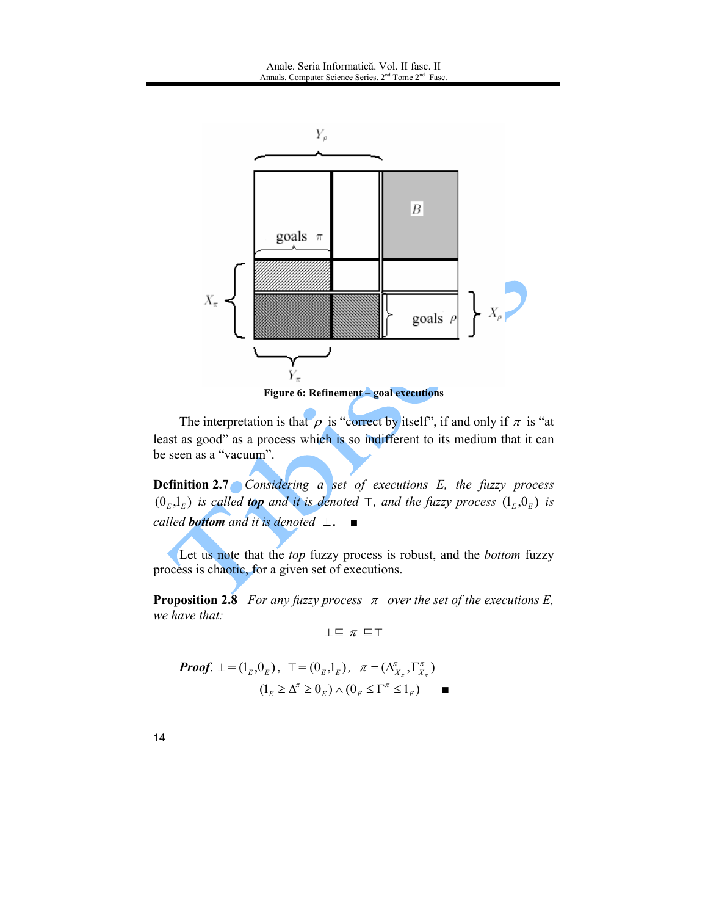Figure 6: Refinement – goal executions

The interpretation is that $\rho$ is "correct by itself", if and only if $\pi$ is "at least as good" as a process which is so indifferent to its medium that it can be seen as a "vacuum".

**Definition 2.7** *Considering a set of executions E, the fuzzy process* $(0_E,1_E)$ *is called* ***top*** *and it is denoted* $\top$*, and the fuzzy process* $(1_E,0_E)$ *is called* ***bottom*** *and it is denoted* $\bot$. ■

Let us note that the *top* fuzzy process is robust, and the *bottom* fuzzy process is chaotic, for a given set of executions.

**Proposition 2.8** *For any fuzzy process* $\pi$ *over the set of the executions E, we have that:*

$$\bot \sqsubseteq \pi \sqsubseteq \top$$

***Proof.*** $\bot = (1_E,0_E)$, $\top = (0_E,1_E)$, $\pi = (\Delta^{\pi}_{X_\pi},\Gamma^{\pi}_{X_\pi})$

$$(1_E \geq \Delta^{\pi} \geq 0_E) \wedge (0_E \leq \Gamma^{\pi} \leq 1_E)$$ ■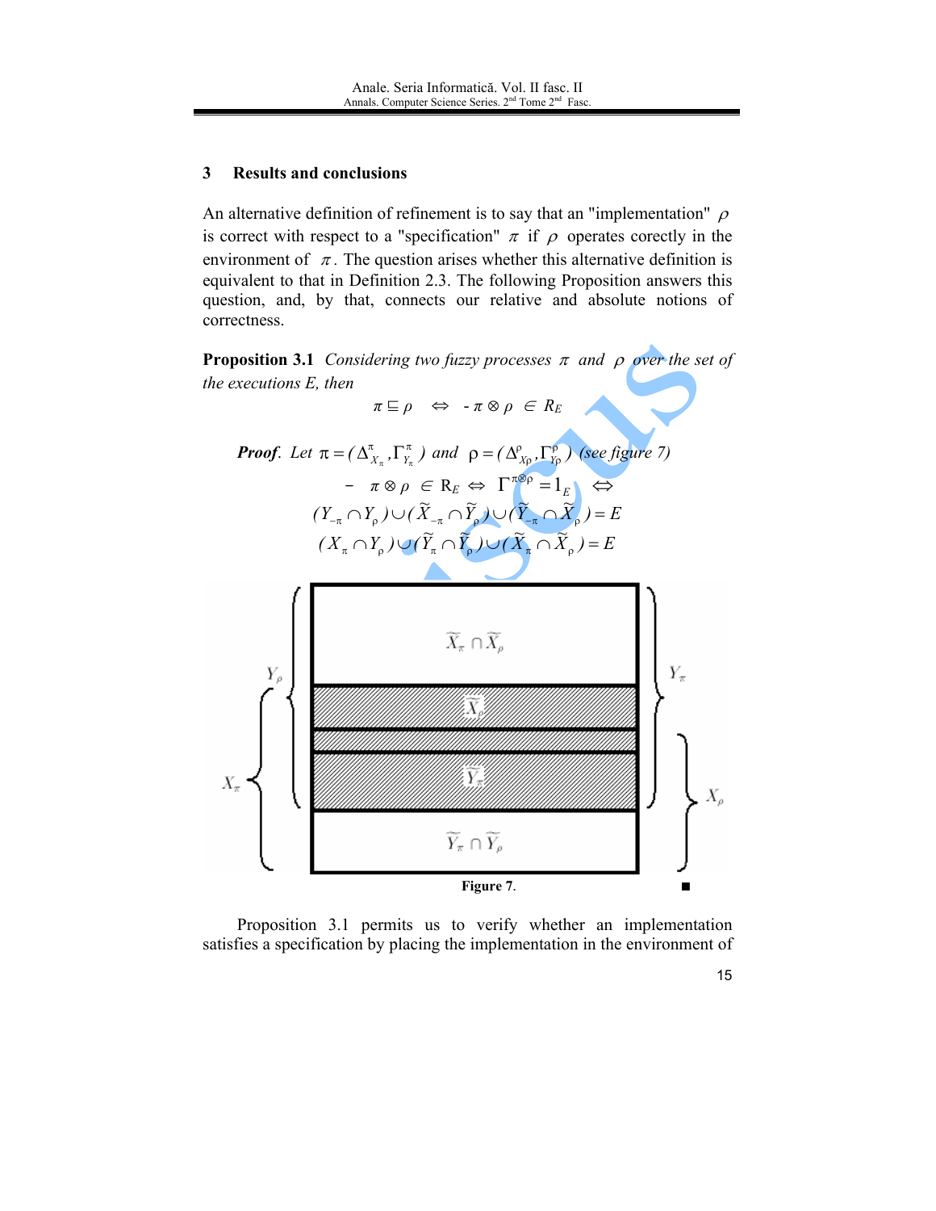## 3 Results and conclusions

An alternative definition of refinement is to say that an "implementation" $\rho$ is correct with respect to a "specification" $\pi$ if $\rho$ operates corectly in the environment of $\pi$. The question arises whether this alternative definition is equivalent to that in Definition 2.3. The following Proposition answers this question, and, by that, connects our relative and absolute notions of correctness.

**Proposition 3.1** *Considering two fuzzy processes $\pi$ and $\rho$ over the set of the executions E, then*

$$\pi \sqsubseteq \rho \quad \Leftrightarrow \quad -\pi \otimes \rho \in R_E$$

***Proof***. *Let* $\pi = (\Delta^{\pi}_{X_\pi}, \Gamma^{\pi}_{Y_\pi})$ *and* $\rho = (\Delta^{\rho}_{X\rho}, \Gamma^{\rho}_{Y\rho})$ *(see figure 7)*

$$- \pi \otimes \rho \in R_E \Leftrightarrow \Gamma^{\pi \otimes \rho} = 1_E \Leftrightarrow$$

$$(Y_{-\pi} \cap Y_\rho) \cup (\widetilde{X}_{-\pi} \cap \widetilde{Y}_\rho) \cup (\widetilde{Y}_{-\pi} \cap \widetilde{X}_\rho) = E$$

$$(X_\pi \cap Y_\rho) \cup (\widetilde{Y}_\pi \cap \widetilde{Y}_\rho) \cup (\widetilde{X}_\pi \cap \widetilde{X}_\rho) = E$$

Figure 7.

■

Proposition 3.1 permits us to verify whether an implementation satisfies a specification by placing the implementation in the environment of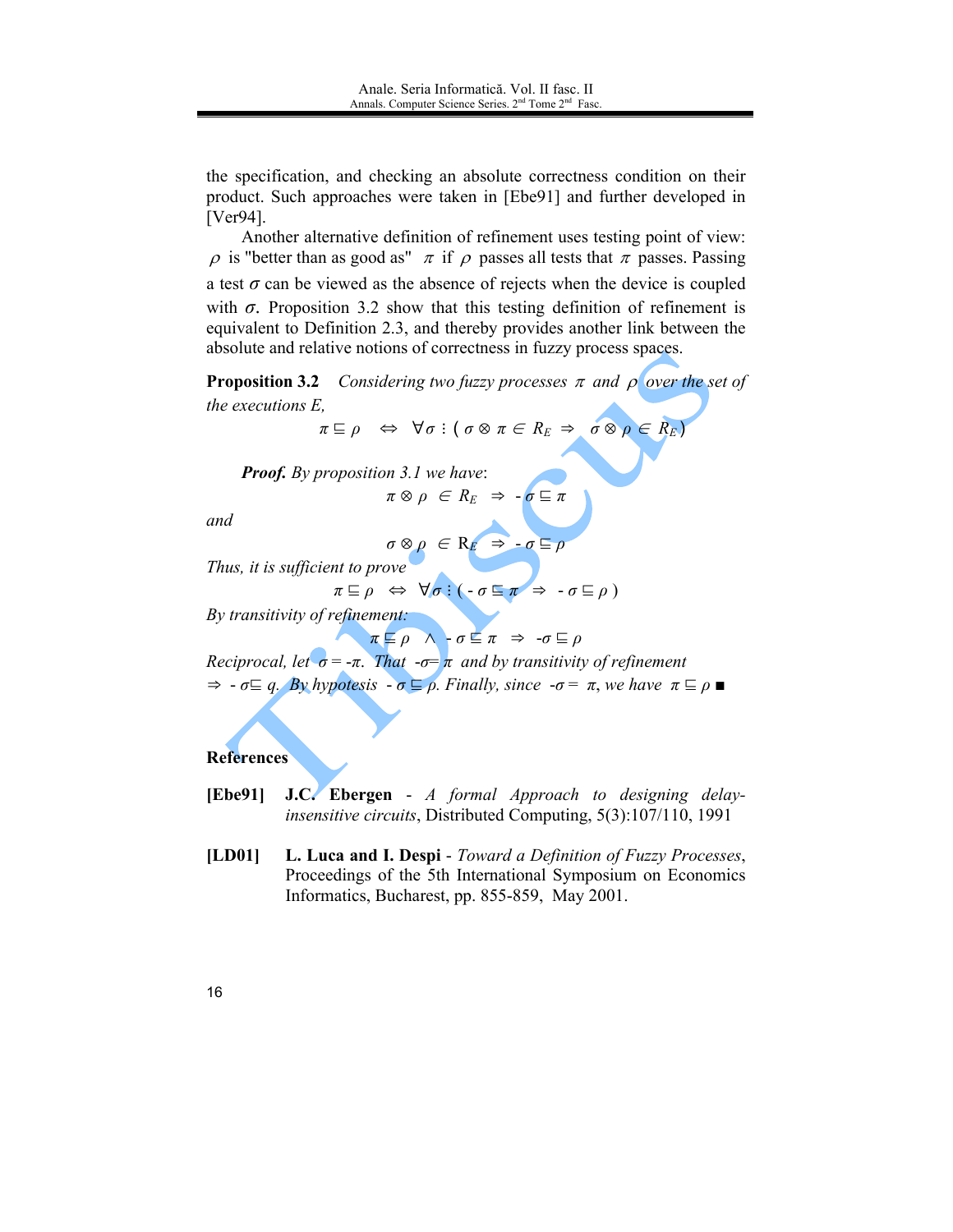the specification, and checking an absolute correctness condition on their product. Such approaches were taken in [Ebe91] and further developed in [Ver94].

Another alternative definition of refinement uses testing point of view: $\rho$ is "better than as good as" $\pi$ if $\rho$ passes all tests that $\pi$ passes. Passing a test $\sigma$ can be viewed as the absence of rejects when the device is coupled with $\sigma$. Proposition 3.2 show that this testing definition of refinement is equivalent to Definition 2.3, and thereby provides another link between the absolute and relative notions of correctness in fuzzy process spaces.

**Proposition 3.2** *Considering two fuzzy processes $\pi$ and $\rho$ over the set of the executions E,*

$$\pi \sqsubseteq \rho \quad \Leftrightarrow \quad \forall \sigma : (\, \sigma \otimes \pi \in R_E \;\Rightarrow\; \sigma \otimes \rho \in R_E\,)$$

***Proof.*** *By proposition 3.1 we have*:

$$\pi \otimes \rho \;\in R_E \;\Rightarrow\; -\sigma \sqsubseteq \pi$$

*and*

$$\sigma \otimes \rho \;\in R_E \;\Rightarrow\; -\sigma \sqsubseteq \rho$$

*Thus, it is sufficient to prove*

$$\pi \sqsubseteq \rho \quad \Leftrightarrow \quad \forall \sigma : (\, -\sigma \sqsubseteq \pi \;\Rightarrow\; -\sigma \sqsubseteq \rho\,)$$

*By transitivity of refinement:*

$$\pi \sqsubseteq \rho \;\wedge\; -\sigma \sqsubseteq \pi \;\Rightarrow\; -\sigma \sqsubseteq \rho$$

*Reciprocal, let* $\sigma = -\pi$. *That* $-\sigma = \pi$ *and by transitivity of refinement* $\Rightarrow -\sigma \sqsubseteq q$. *By hypotesis* $-\sigma \sqsubseteq \rho$. *Finally, since* $-\sigma = \pi$, *we have* $\pi \sqsubseteq \rho$ ■

**References**

**[Ebe91]** **J.C. Ebergen** - *A formal Approach to designing delay-insensitive circuits*, Distributed Computing, 5(3):107/110, 1991

**[LD01]** **L. Luca and I. Despi** - *Toward a Definition of Fuzzy Processes*, Proceedings of the 5th International Symposium on Economics Informatics, Bucharest, pp. 855-859, May 2001.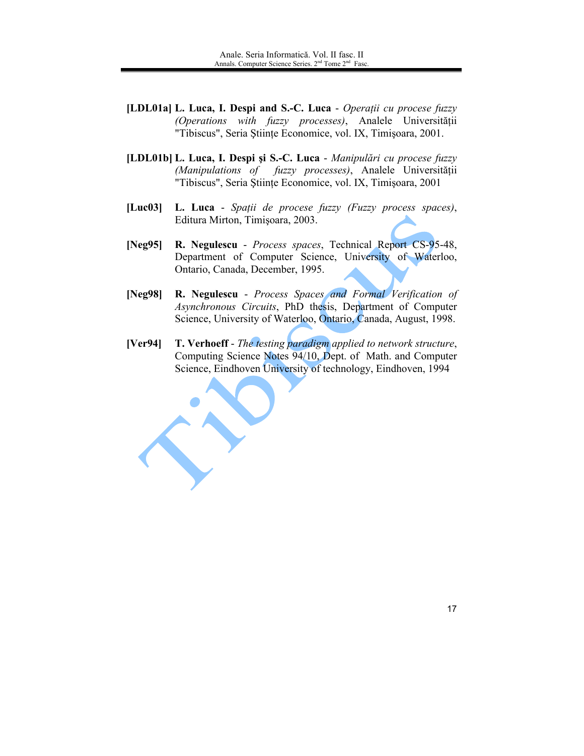**[LDL01a]** **L. Luca, I. Despi and S.-C. Luca** - *Operații cu procese fuzzy (Operations with fuzzy processes)*, Analele Universității "Tibiscus", Seria Științe Economice, vol. IX, Timişoara, 2001.

**[LDL01b]** **L. Luca, I. Despi şi S.-C. Luca** - *Manipulări cu procese fuzzy (Manipulations of fuzzy processes)*, Analele Universității "Tibiscus", Seria Științe Economice, vol. IX, Timişoara, 2001

**[Luc03]** **L. Luca** - *Spații de procese fuzzy (Fuzzy process spaces)*, Editura Mirton, Timişoara, 2003.

**[Neg95]** **R. Negulescu** - *Process spaces*, Technical Report CS-95-48, Department of Computer Science, University of Waterloo, Ontario, Canada, December, 1995.

**[Neg98]** **R. Negulescu** - *Process Spaces and Formal Verification of Asynchronous Circuits*, PhD thesis, Department of Computer Science, University of Waterloo, Ontario, Canada, August, 1998.

**[Ver94]** **T. Verhoeff** - *The testing paradigm applied to network structure*, Computing Science Notes 94/10, Dept. of Math. and Computer Science, Eindhoven University of technology, Eindhoven, 1994